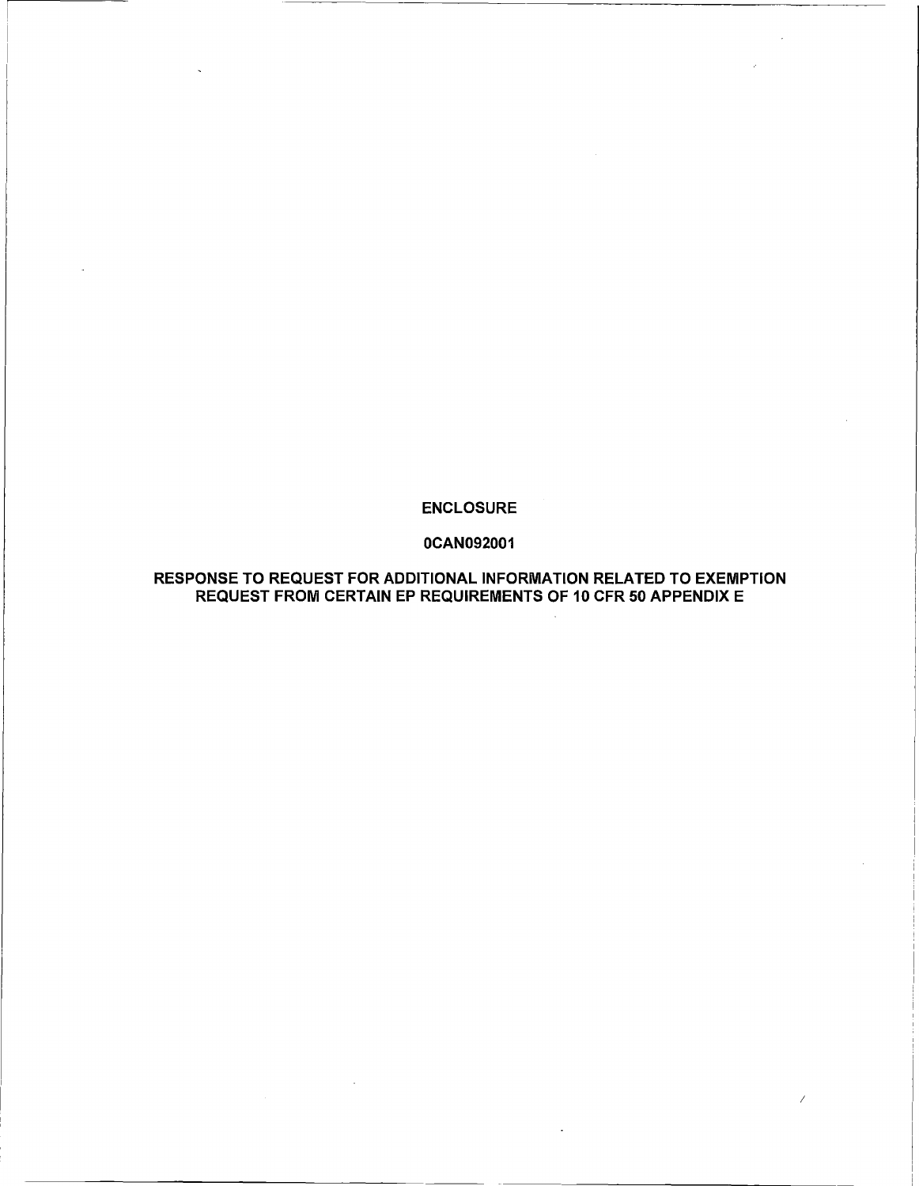# ENCLOSURE

## 0CAN092001

## RESPONSE TO REQUEST FOR ADDITIONAL INFORMATION RELATED TO EXEMPTION REQUEST FROM CERTAIN EP REQUIREMENTS OF 10 CFR 50 APPENDIX E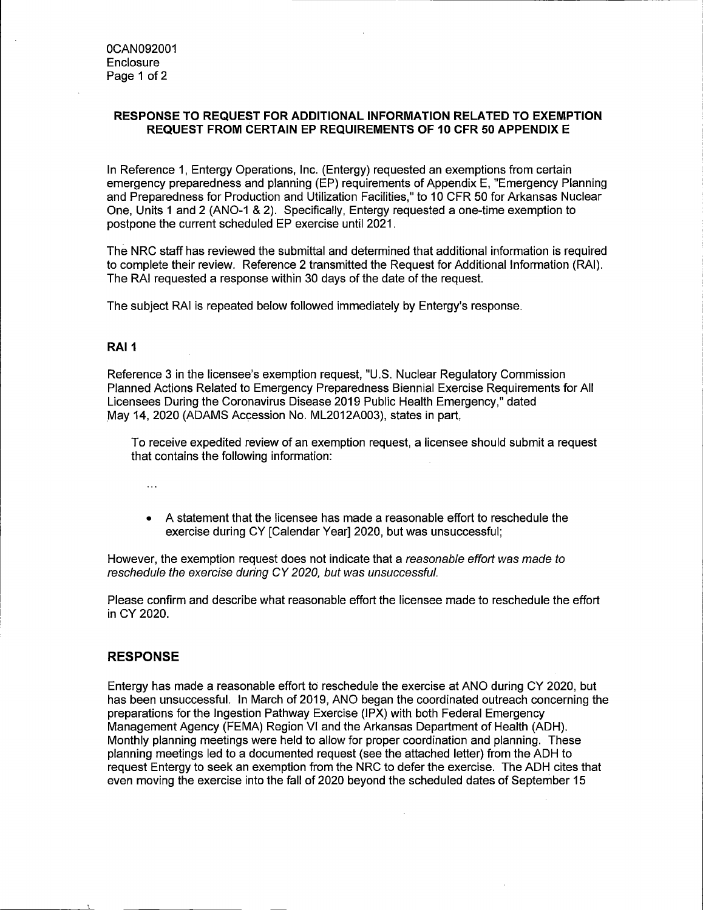0CAN092001
Enclosure

## RESPONSE TO REQUEST FOR ADDITIONAL INFORMATION RELATED TO EXEMPTION REQUEST FROM CERTAIN EP REQUIREMENTS OF 10 CFR 50 APPENDIX E

In Reference 1, Entergy Operations, Inc. (Entergy) requested an exemptions from certain emergency preparedness and planning (EP) requirements of Appendix E, "Emergency Planning and Preparedness for Production and Utilization Facilities," to 10 CFR 50 for Arkansas Nuclear One, Units 1 and 2 (ANO-1 & 2). Specifically, Entergy requested a one-time exemption to postpone the current scheduled EP exercise until 2021.

The NRC staff has reviewed the submittal and determined that additional information is required to complete their review. Reference 2 transmitted the Request for Additional Information (RAI). The RAI requested a response within 30 days of the date of the request.

The subject RAI is repeated below followed immediately by Entergy's response.

### RAI 1

Reference 3 in the licensee's exemption request, "U.S. Nuclear Regulatory Commission Planned Actions Related to Emergency Preparedness Biennial Exercise Requirements for All Licensees During the Coronavirus Disease 2019 Public Health Emergency," dated May 14, 2020 (ADAMS Accession No. ML2012A003), states in part,

> To receive expedited review of an exemption request, a licensee should submit a request that contains the following information:
>
> ...
>
> - A statement that the licensee has made a reasonable effort to reschedule the exercise during CY [Calendar Year] 2020, but was unsuccessful;

However, the exemption request does not indicate that a *reasonable effort was made to reschedule the exercise during CY 2020, but was unsuccessful.*

Please confirm and describe what reasonable effort the licensee made to reschedule the effort in CY 2020.

### RESPONSE

Entergy has made a reasonable effort to reschedule the exercise at ANO during CY 2020, but has been unsuccessful. In March of 2019, ANO began the coordinated outreach concerning the preparations for the Ingestion Pathway Exercise (IPX) with both Federal Emergency Management Agency (FEMA) Region VI and the Arkansas Department of Health (ADH). Monthly planning meetings were held to allow for proper coordination and planning. These planning meetings led to a documented request (see the attached letter) from the ADH to request Entergy to seek an exemption from the NRC to defer the exercise. The ADH cites that even moving the exercise into the fall of 2020 beyond the scheduled dates of September 15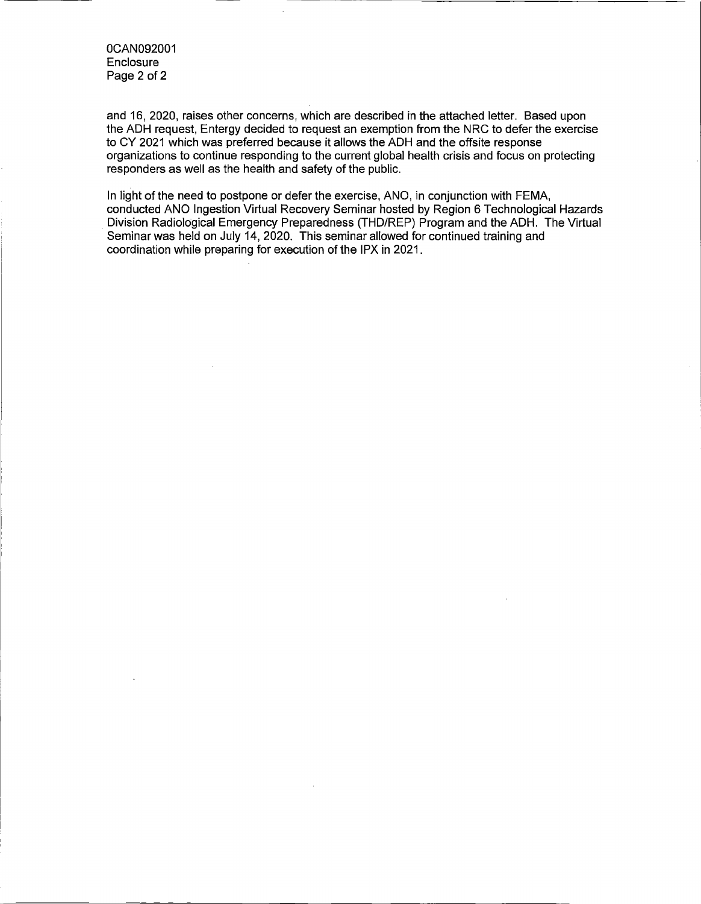and 16, 2020, raises other concerns, which are described in the attached letter. Based upon the ADH request, Entergy decided to request an exemption from the NRC to defer the exercise to CY 2021 which was preferred because it allows the ADH and the offsite response organizations to continue responding to the current global health crisis and focus on protecting responders as well as the health and safety of the public.

In light of the need to postpone or defer the exercise, ANO, in conjunction with FEMA, conducted ANO Ingestion Virtual Recovery Seminar hosted by Region 6 Technological Hazards Division Radiological Emergency Preparedness (THD/REP) Program and the ADH. The Virtual Seminar was held on July 14, 2020. This seminar allowed for continued training and coordination while preparing for execution of the IPX in 2021.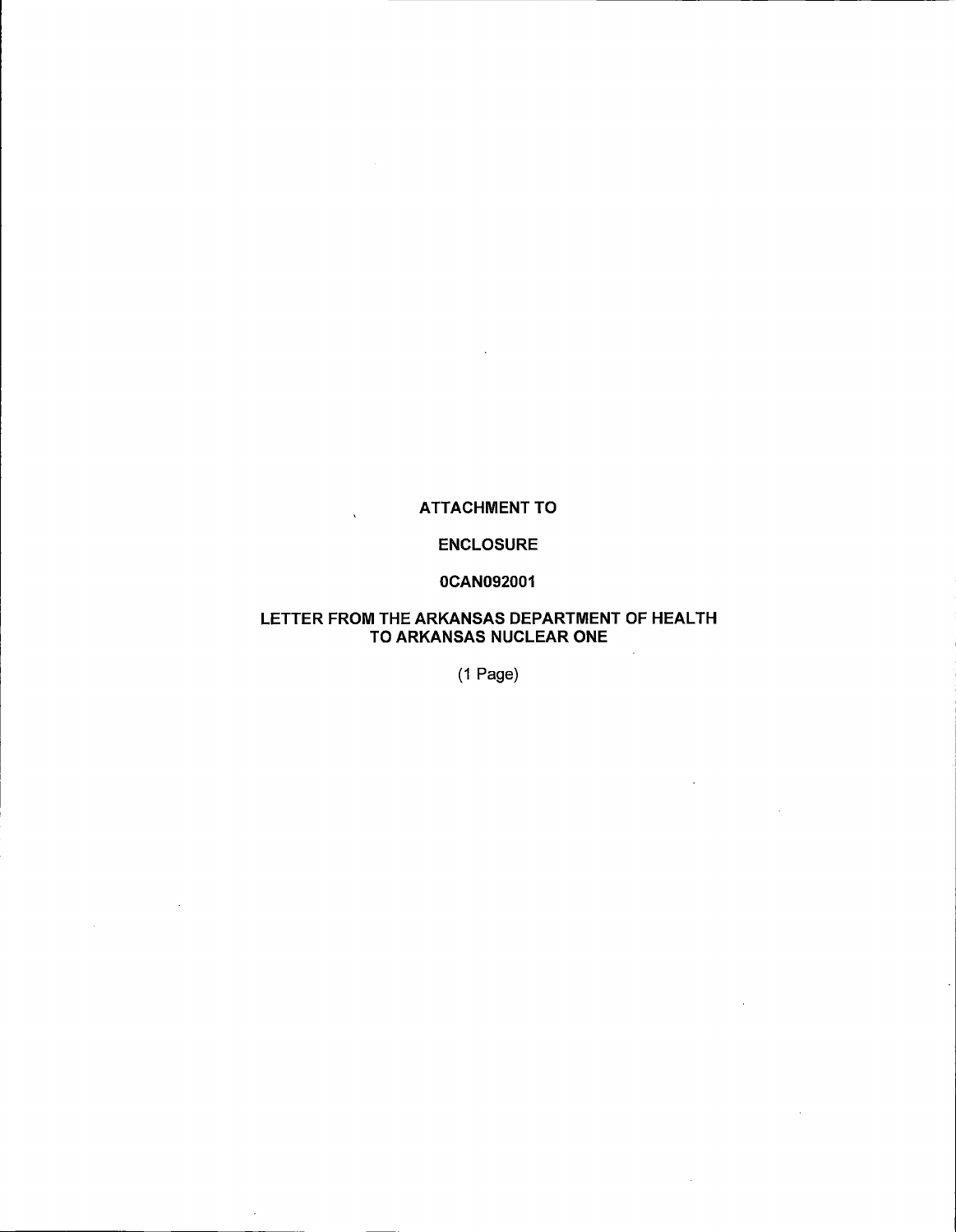**ATTACHMENT TO**

**ENCLOSURE**

**0CAN092001**

**LETTER FROM THE ARKANSAS DEPARTMENT OF HEALTH TO ARKANSAS NUCLEAR ONE**

(1 Page)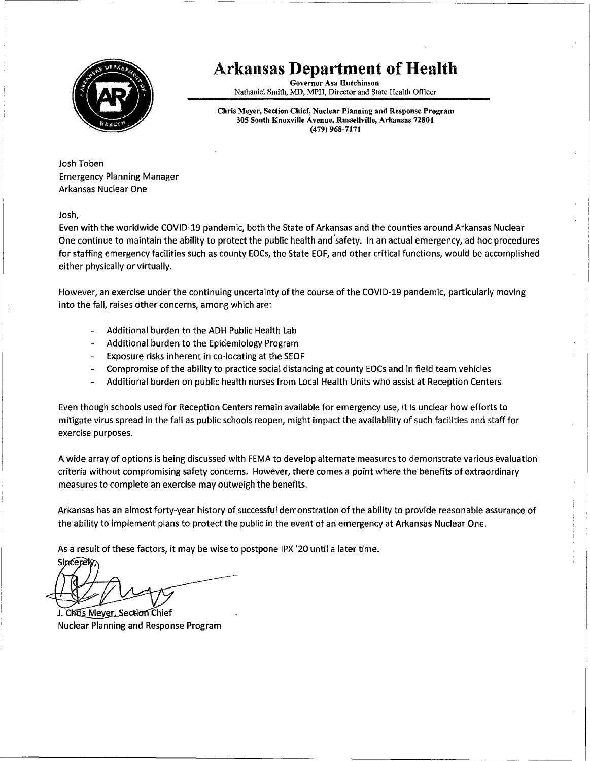# Arkansas Department of Health

**Governor Asa Hutchinson**
Nathaniel Smith, MD, MPH, Director and State Health Officer

**Chris Meyer, Section Chief, Nuclear Planning and Response Program**
**305 South Knoxville Avenue, Russellville, Arkansas 72801**
**(479) 968-7171**

Josh Toben
Emergency Planning Manager
Arkansas Nuclear One

Josh,

Even with the worldwide COVID-19 pandemic, both the State of Arkansas and the counties around Arkansas Nuclear One continue to maintain the ability to protect the public health and safety. In an actual emergency, ad hoc procedures for staffing emergency facilities such as county EOCs, the State EOF, and other critical functions, would be accomplished either physically or virtually.

However, an exercise under the continuing uncertainty of the course of the COVID-19 pandemic, particularly moving into the fall, raises other concerns, among which are:

- Additional burden to the ADH Public Health Lab
- Additional burden to the Epidemiology Program
- Exposure risks inherent in co-locating at the SEOF
- Compromise of the ability to practice social distancing at county EOCs and in field team vehicles
- Additional burden on public health nurses from Local Health Units who assist at Reception Centers

Even though schools used for Reception Centers remain available for emergency use, it is unclear how efforts to mitigate virus spread in the fall as public schools reopen, might impact the availability of such facilities and staff for exercise purposes.

A wide array of options is being discussed with FEMA to develop alternate measures to demonstrate various evaluation criteria without compromising safety concerns. However, there comes a point where the benefits of extraordinary measures to complete an exercise may outweigh the benefits.

Arkansas has an almost forty-year history of successful demonstration of the ability to provide reasonable assurance of the ability to implement plans to protect the public in the event of an emergency at Arkansas Nuclear One.

As a result of these factors, it may be wise to postpone IPX '20 until a later time.

Sincerely,

J. Chris Meyer, Section Chief
Nuclear Planning and Response Program